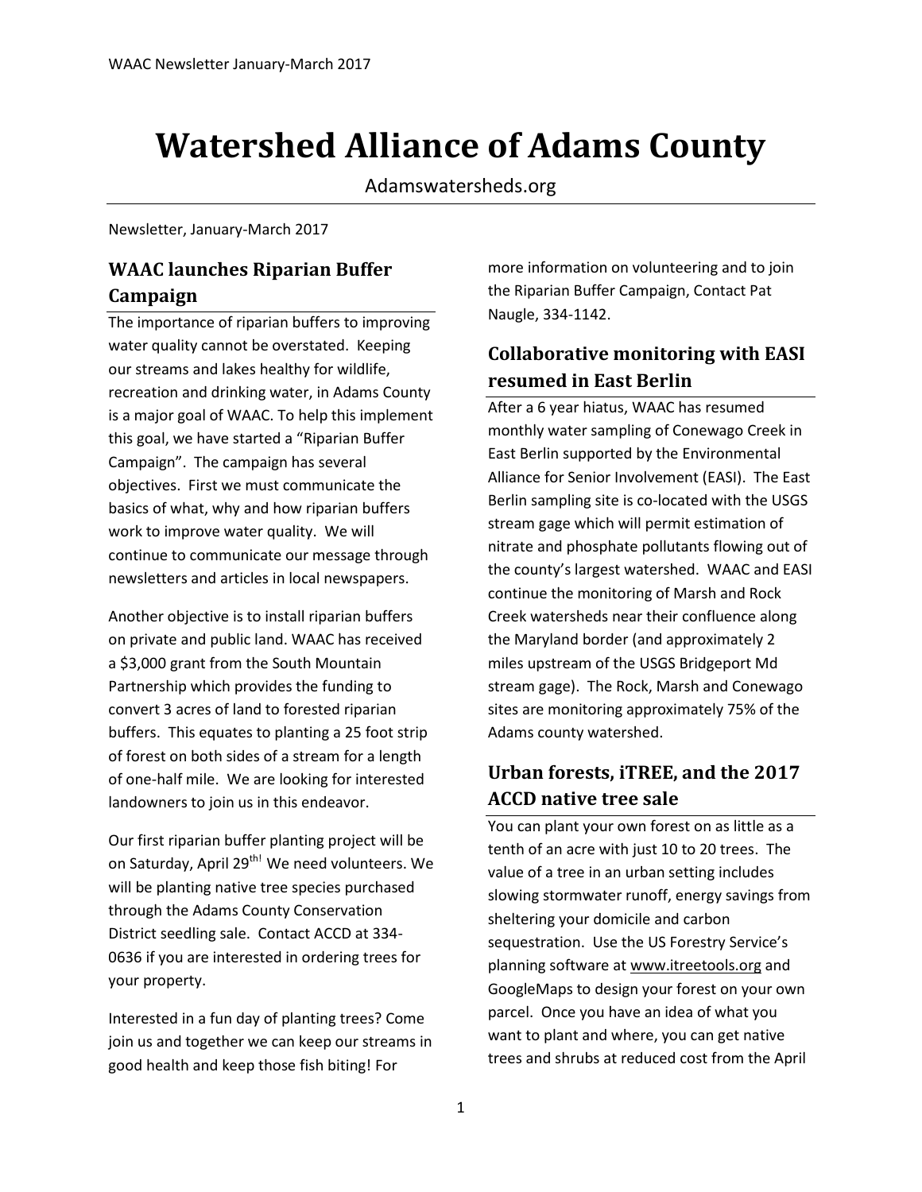# Watershed Alliance of Adams County

Adamswatersheds.org

Newsletter, January-March 2017

## WAAC launches Riparian Buffer Campaign

The importance of riparian buffers to improving water quality cannot be overstated. Keeping our streams and lakes healthy for wildlife, recreation and drinking water, in Adams County is a major goal of WAAC. To help this implement this goal, we have started a "Riparian Buffer Campaign". The campaign has several objectives. First we must communicate the basics of what, why and how riparian buffers work to improve water quality. We will continue to communicate our message through newsletters and articles in local newspapers.

Another objective is to install riparian buffers on private and public land. WAAC has received a $3,000 grant from the South Mountain Partnership which provides the funding to convert 3 acres of land to forested riparian buffers. This equates to planting a 25 foot strip of forest on both sides of a stream for a length of one-half mile. We are looking for interested landowners to join us in this endeavor.

Our first riparian buffer planting project will be on Saturday, April 29th! We need volunteers. We will be planting native tree species purchased through the Adams County Conservation District seedling sale. Contact ACCD at 334-0636 if you are interested in ordering trees for your property.

Interested in a fun day of planting trees? Come join us and together we can keep our streams in good health and keep those fish biting! For more information on volunteering and to join the Riparian Buffer Campaign, Contact Pat Naugle, 334-1142.

## Collaborative monitoring with EASI resumed in East Berlin

After a 6 year hiatus, WAAC has resumed monthly water sampling of Conewago Creek in East Berlin supported by the Environmental Alliance for Senior Involvement (EASI). The East Berlin sampling site is co-located with the USGS stream gage which will permit estimation of nitrate and phosphate pollutants flowing out of the county's largest watershed. WAAC and EASI continue the monitoring of Marsh and Rock Creek watersheds near their confluence along the Maryland border (and approximately 2 miles upstream of the USGS Bridgeport Md stream gage). The Rock, Marsh and Conewago sites are monitoring approximately 75% of the Adams county watershed.

## Urban forests, iTREE, and the 2017 ACCD native tree sale

You can plant your own forest on as little as a tenth of an acre with just 10 to 20 trees. The value of a tree in an urban setting includes slowing stormwater runoff, energy savings from sheltering your domicile and carbon sequestration. Use the US Forestry Service's planning software at www.itreetools.org and GoogleMaps to design your forest on your own parcel. Once you have an idea of what you want to plant and where, you can get native trees and shrubs at reduced cost from the April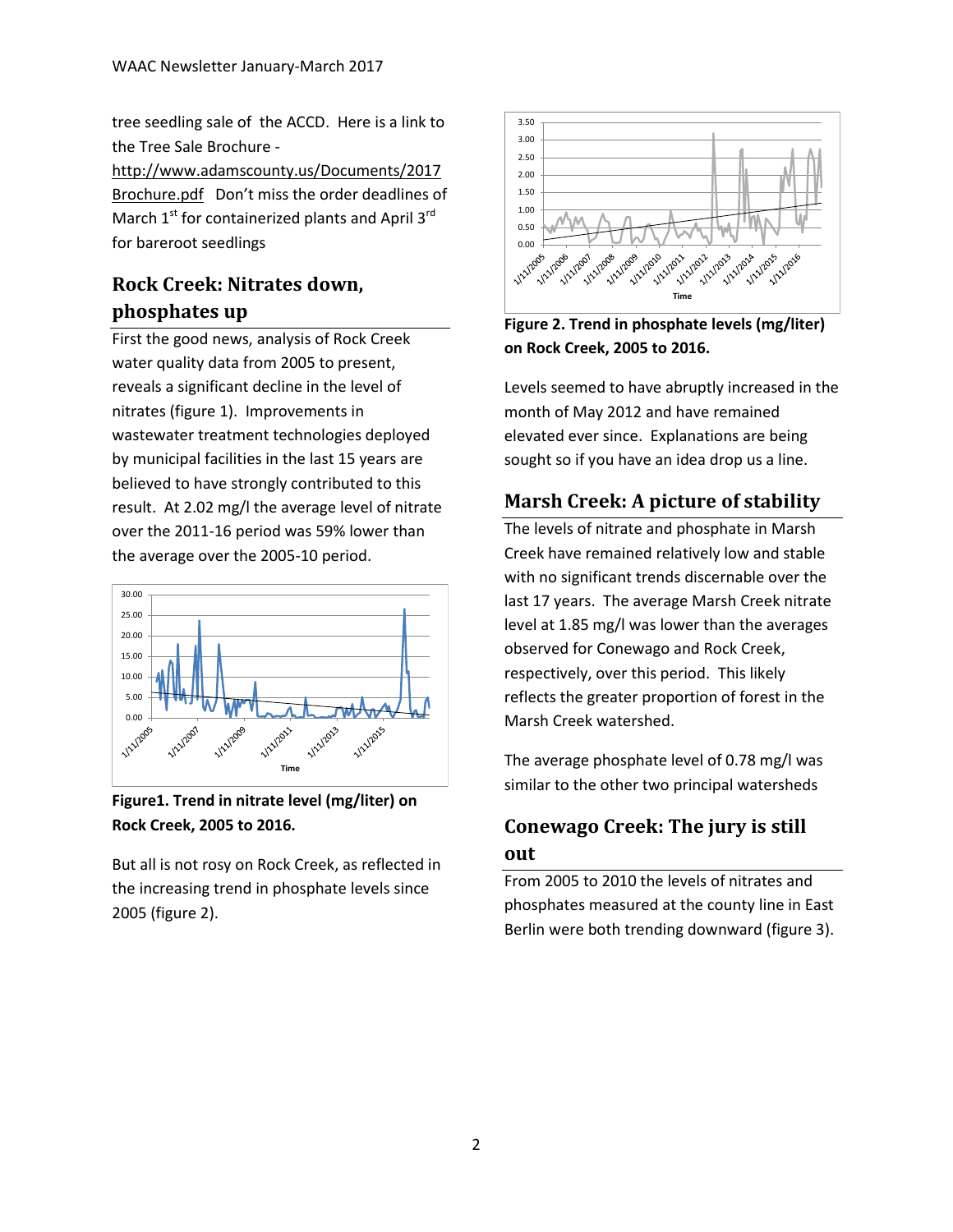tree seedling sale of the ACCD. Here is a link to the Tree Sale Brochure - http://www.adamscounty.us/Documents/2017Brochure.pdf Don't miss the order deadlines of March 1st for containerized plants and April 3rd for bareroot seedlings

## Rock Creek: Nitrates down, phosphates up

First the good news, analysis of Rock Creek water quality data from 2005 to present, reveals a significant decline in the level of nitrates (figure 1). Improvements in wastewater treatment technologies deployed by municipal facilities in the last 15 years are believed to have strongly contributed to this result. At 2.02 mg/l the average level of nitrate over the 2011-16 period was 59% lower than the average over the 2005-10 period.

**Figure1. Trend in nitrate level (mg/liter) on Rock Creek, 2005 to 2016.**

But all is not rosy on Rock Creek, as reflected in the increasing trend in phosphate levels since 2005 (figure 2).

**Figure 2. Trend in phosphate levels (mg/liter) on Rock Creek, 2005 to 2016.**

Levels seemed to have abruptly increased in the month of May 2012 and have remained elevated ever since. Explanations are being sought so if you have an idea drop us a line.

## Marsh Creek: A picture of stability

The levels of nitrate and phosphate in Marsh Creek have remained relatively low and stable with no significant trends discernable over the last 17 years. The average Marsh Creek nitrate level at 1.85 mg/l was lower than the averages observed for Conewago and Rock Creek, respectively, over this period. This likely reflects the greater proportion of forest in the Marsh Creek watershed.

The average phosphate level of 0.78 mg/l was similar to the other two principal watersheds

## Conewago Creek: The jury is still out

From 2005 to 2010 the levels of nitrates and phosphates measured at the county line in East Berlin were both trending downward (figure 3).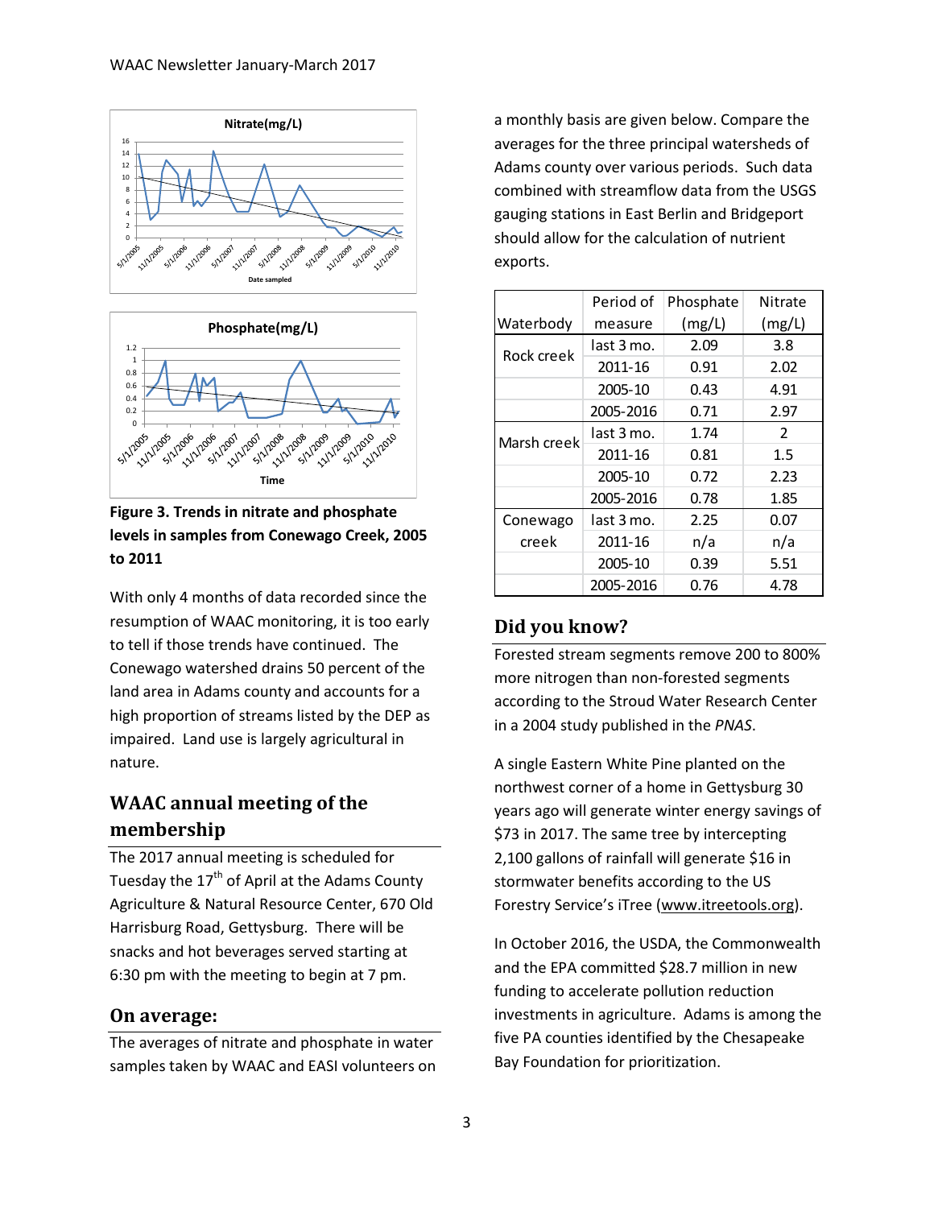Figure 3. **Trends in nitrate and phosphate levels in samples from Conewago Creek, 2005 to 2011**

With only 4 months of data recorded since the resumption of WAAC monitoring, it is too early to tell if those trends have continued. The Conewago watershed drains 50 percent of the land area in Adams county and accounts for a high proportion of streams listed by the DEP as impaired. Land use is largely agricultural in nature.

## WAAC annual meeting of the membership

The 2017 annual meeting is scheduled for Tuesday the 17th of April at the Adams County Agriculture & Natural Resource Center, 670 Old Harrisburg Road, Gettysburg. There will be snacks and hot beverages served starting at 6:30 pm with the meeting to begin at 7 pm.

## On average:

The averages of nitrate and phosphate in water samples taken by WAAC and EASI volunteers on a monthly basis are given below. Compare the averages for the three principal watersheds of Adams county over various periods. Such data combined with streamflow data from the USGS gauging stations in East Berlin and Bridgeport should allow for the calculation of nutrient exports.

| Waterbody | Period of measure | Phosphate (mg/L) | Nitrate (mg/L) |
|---|---|---|---|
| Rock creek | last 3 mo. | 2.09 | 3.8 |
| | 2011-16 | 0.91 | 2.02 |
| | 2005-10 | 0.43 | 4.91 |
| | 2005-2016 | 0.71 | 2.97 |
| Marsh creek | last 3 mo. | 1.74 | 2 |
| | 2011-16 | 0.81 | 1.5 |
| | 2005-10 | 0.72 | 2.23 |
| | 2005-2016 | 0.78 | 1.85 |
| Conewago creek | last 3 mo. | 2.25 | 0.07 |
| | 2011-16 | n/a | n/a |
| | 2005-10 | 0.39 | 5.51 |
| | 2005-2016 | 0.76 | 4.78 |

## Did you know?

Forested stream segments remove 200 to 800% more nitrogen than non-forested segments according to the Stroud Water Research Center in a 2004 study published in the *PNAS*.

A single Eastern White Pine planted on the northwest corner of a home in Gettysburg 30 years ago will generate winter energy savings of $73 in 2017. The same tree by intercepting 2,100 gallons of rainfall will generate $16 in stormwater benefits according to the US Forestry Service's iTree (www.itreetools.org).

In October 2016, the USDA, the Commonwealth and the EPA committed $28.7 million in new funding to accelerate pollution reduction investments in agriculture. Adams is among the five PA counties identified by the Chesapeake Bay Foundation for prioritization.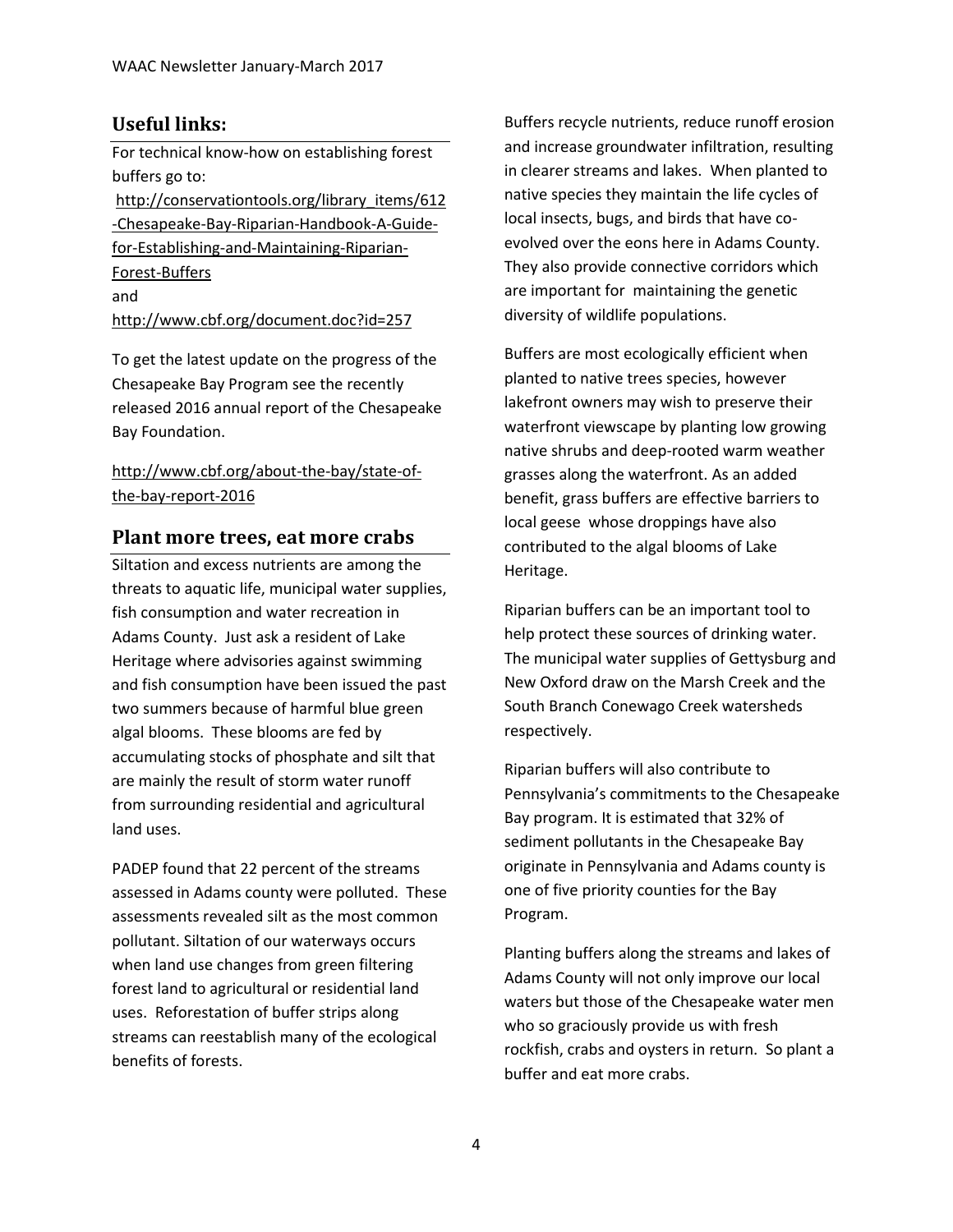## Useful links:

For technical know-how on establishing forest buffers go to:

http://conservationtools.org/library_items/612-Chesapeake-Bay-Riparian-Handbook-A-Guide-for-Establishing-and-Maintaining-Riparian-Forest-Buffers

and

http://www.cbf.org/document.doc?id=257

To get the latest update on the progress of the Chesapeake Bay Program see the recently released 2016 annual report of the Chesapeake Bay Foundation.

http://www.cbf.org/about-the-bay/state-of-the-bay-report-2016

## Plant more trees, eat more crabs

Siltation and excess nutrients are among the threats to aquatic life, municipal water supplies, fish consumption and water recreation in Adams County. Just ask a resident of Lake Heritage where advisories against swimming and fish consumption have been issued the past two summers because of harmful blue green algal blooms. These blooms are fed by accumulating stocks of phosphate and silt that are mainly the result of storm water runoff from surrounding residential and agricultural land uses.

PADEP found that 22 percent of the streams assessed in Adams county were polluted. These assessments revealed silt as the most common pollutant. Siltation of our waterways occurs when land use changes from green filtering forest land to agricultural or residential land uses. Reforestation of buffer strips along streams can reestablish many of the ecological benefits of forests.

Buffers recycle nutrients, reduce runoff erosion and increase groundwater infiltration, resulting in clearer streams and lakes. When planted to native species they maintain the life cycles of local insects, bugs, and birds that have co-evolved over the eons here in Adams County. They also provide connective corridors which are important for maintaining the genetic diversity of wildlife populations.

Buffers are most ecologically efficient when planted to native trees species, however lakefront owners may wish to preserve their waterfront viewscape by planting low growing native shrubs and deep-rooted warm weather grasses along the waterfront. As an added benefit, grass buffers are effective barriers to local geese whose droppings have also contributed to the algal blooms of Lake Heritage.

Riparian buffers can be an important tool to help protect these sources of drinking water. The municipal water supplies of Gettysburg and New Oxford draw on the Marsh Creek and the South Branch Conewago Creek watersheds respectively.

Riparian buffers will also contribute to Pennsylvania's commitments to the Chesapeake Bay program. It is estimated that 32% of sediment pollutants in the Chesapeake Bay originate in Pennsylvania and Adams county is one of five priority counties for the Bay Program.

Planting buffers along the streams and lakes of Adams County will not only improve our local waters but those of the Chesapeake water men who so graciously provide us with fresh rockfish, crabs and oysters in return. So plant a buffer and eat more crabs.